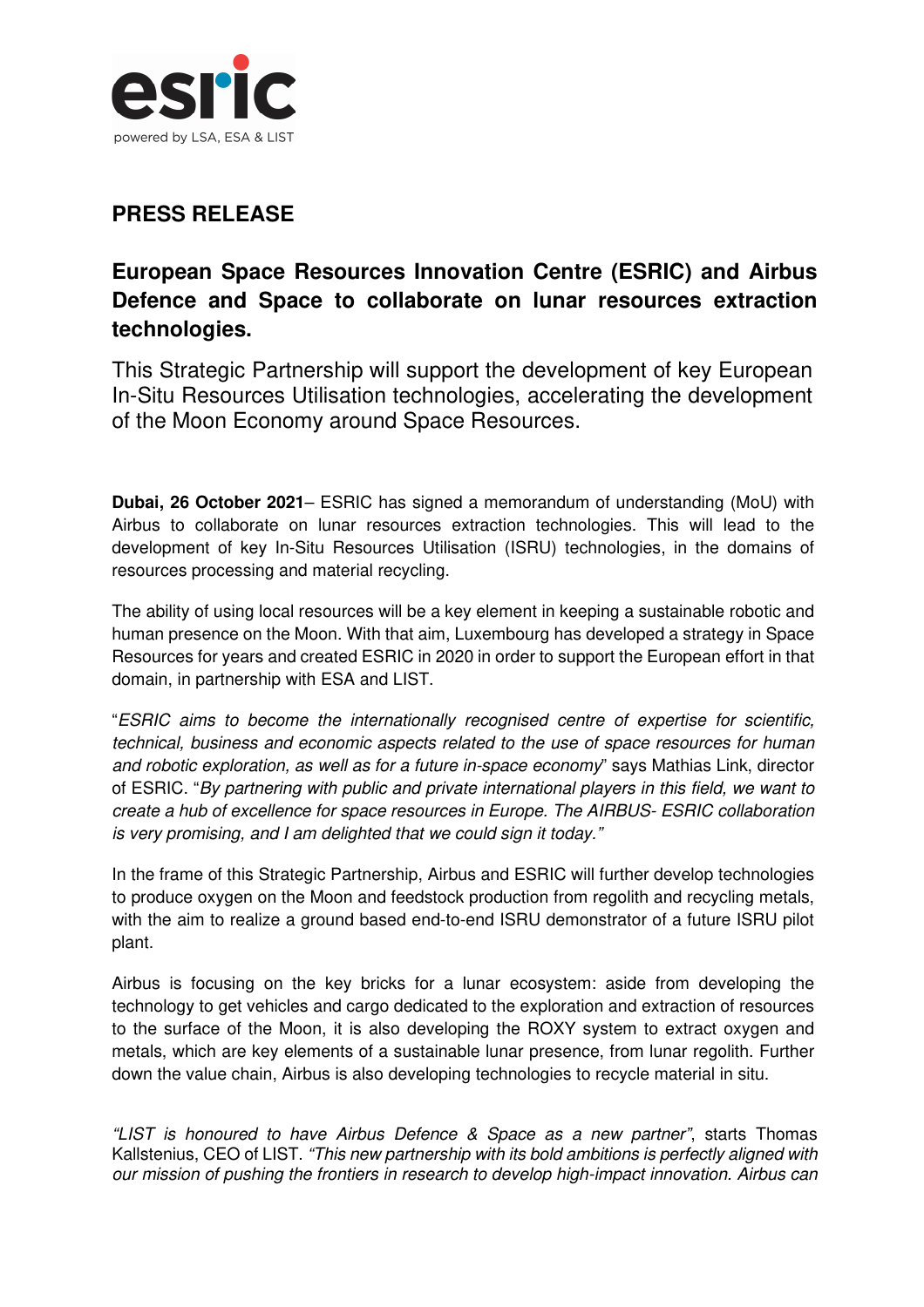esric
powered by LSA, ESA & LIST

## PRESS RELEASE

# European Space Resources Innovation Centre (ESRIC) and Airbus Defence and Space to collaborate on lunar resources extraction technologies.

This Strategic Partnership will support the development of key European In-Situ Resources Utilisation technologies, accelerating the development of the Moon Economy around Space Resources.

**Dubai, 26 October 2021**– ESRIC has signed a memorandum of understanding (MoU) with Airbus to collaborate on lunar resources extraction technologies. This will lead to the development of key In-Situ Resources Utilisation (ISRU) technologies, in the domains of resources processing and material recycling.

The ability of using local resources will be a key element in keeping a sustainable robotic and human presence on the Moon. With that aim, Luxembourg has developed a strategy in Space Resources for years and created ESRIC in 2020 in order to support the European effort in that domain, in partnership with ESA and LIST.

"*ESRIC aims to become the internationally recognised centre of expertise for scientific, technical, business and economic aspects related to the use of space resources for human and robotic exploration, as well as for a future in-space economy*" says Mathias Link, director of ESRIC. "*By partnering with public and private international players in this field, we want to create a hub of excellence for space resources in Europe. The AIRBUS- ESRIC collaboration is very promising, and I am delighted that we could sign it today."*

In the frame of this Strategic Partnership, Airbus and ESRIC will further develop technologies to produce oxygen on the Moon and feedstock production from regolith and recycling metals, with the aim to realize a ground based end-to-end ISRU demonstrator of a future ISRU pilot plant.

Airbus is focusing on the key bricks for a lunar ecosystem: aside from developing the technology to get vehicles and cargo dedicated to the exploration and extraction of resources to the surface of the Moon, it is also developing the ROXY system to extract oxygen and metals, which are key elements of a sustainable lunar presence, from lunar regolith. Further down the value chain, Airbus is also developing technologies to recycle material in situ.

*"LIST is honoured to have Airbus Defence & Space as a new partner"*, starts Thomas Kallstenius, CEO of LIST. *"This new partnership with its bold ambitions is perfectly aligned with our mission of pushing the frontiers in research to develop high-impact innovation. Airbus can*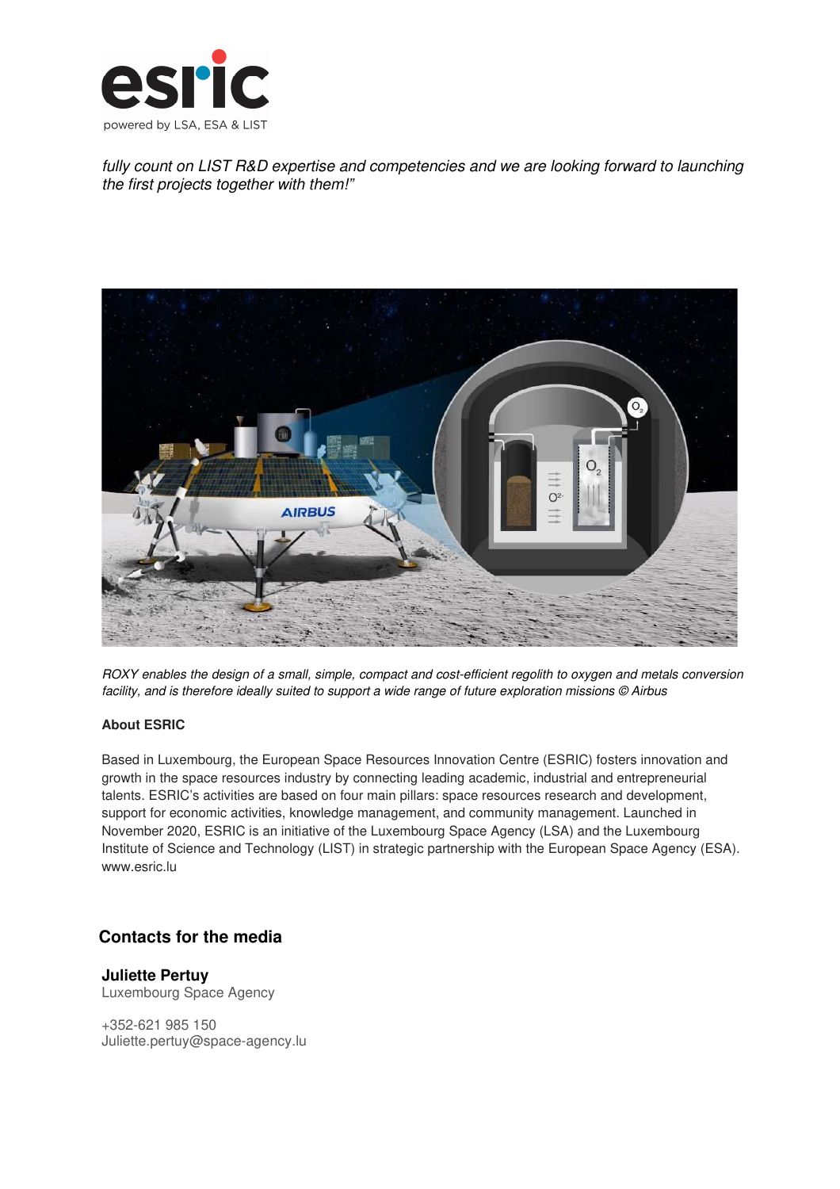*fully count on LIST R&D expertise and competencies and we are looking forward to launching the first projects together with them!"*

*ROXY enables the design of a small, simple, compact and cost-efficient regolith to oxygen and metals conversion facility, and is therefore ideally suited to support a wide range of future exploration missions © Airbus*

**About ESRIC**

Based in Luxembourg, the European Space Resources Innovation Centre (ESRIC) fosters innovation and growth in the space resources industry by connecting leading academic, industrial and entrepreneurial talents. ESRIC's activities are based on four main pillars: space resources research and development, support for economic activities, knowledge management, and community management. Launched in November 2020, ESRIC is an initiative of the Luxembourg Space Agency (LSA) and the Luxembourg Institute of Science and Technology (LIST) in strategic partnership with the European Space Agency (ESA). www.esric.lu

## Contacts for the media

**Juliette Pertuy**
Luxembourg Space Agency

+352-621 985 150
Juliette.pertuy@space-agency.lu